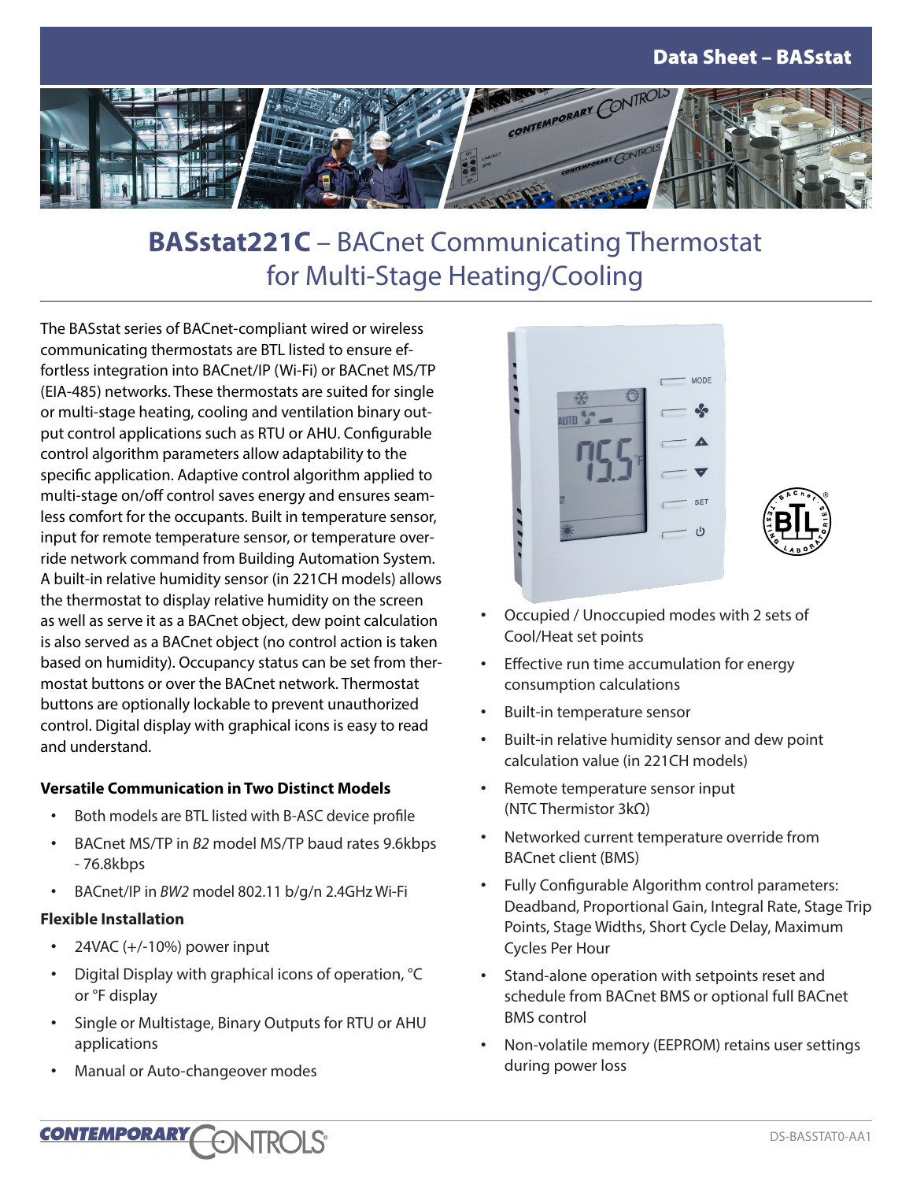# BASstat221C – BACnet Communicating Thermostat for Multi-Stage Heating/Cooling

The BASstat series of BACnet-compliant wired or wireless communicating thermostats are BTL listed to ensure effortless integration into BACnet/IP (Wi-Fi) or BACnet MS/TP (EIA-485) networks. These thermostats are suited for single or multi-stage heating, cooling and ventilation binary output control applications such as RTU or AHU. Configurable control algorithm parameters allow adaptability to the specific application. Adaptive control algorithm applied to multi-stage on/off control saves energy and ensures seamless comfort for the occupants. Built in temperature sensor, input for remote temperature sensor, or temperature override network command from Building Automation System. A built-in relative humidity sensor (in 221CH models) allows the thermostat to display relative humidity on the screen as well as serve it as a BACnet object, dew point calculation is also served as a BACnet object (no control action is taken based on humidity). Occupancy status can be set from thermostat buttons or over the BACnet network. Thermostat buttons are optionally lockable to prevent unauthorized control. Digital display with graphical icons is easy to read and understand.

**Versatile Communication in Two Distinct Models**

- Both models are BTL listed with B-ASC device profile
- BACnet MS/TP in *B2* model MS/TP baud rates 9.6kbps - 76.8kbps
- BACnet/IP in *BW2* model 802.11 b/g/n 2.4GHz Wi-Fi

**Flexible Installation**

- 24VAC (+/-10%) power input
- Digital Display with graphical icons of operation, °C or °F display
- Single or Multistage, Binary Outputs for RTU or AHU applications
- Manual or Auto-changeover modes
- Occupied / Unoccupied modes with 2 sets of Cool/Heat set points
- Effective run time accumulation for energy consumption calculations
- Built-in temperature sensor
- Built-in relative humidity sensor and dew point calculation value (in 221CH models)
- Remote temperature sensor input (NTC Thermistor 3kΩ)
- Networked current temperature override from BACnet client (BMS)
- Fully Configurable Algorithm control parameters: Deadband, Proportional Gain, Integral Rate, Stage Trip Points, Stage Widths, Short Cycle Delay, Maximum Cycles Per Hour
- Stand-alone operation with setpoints reset and schedule from BACnet BMS or optional full BACnet BMS control
- Non-volatile memory (EEPROM) retains user settings during power loss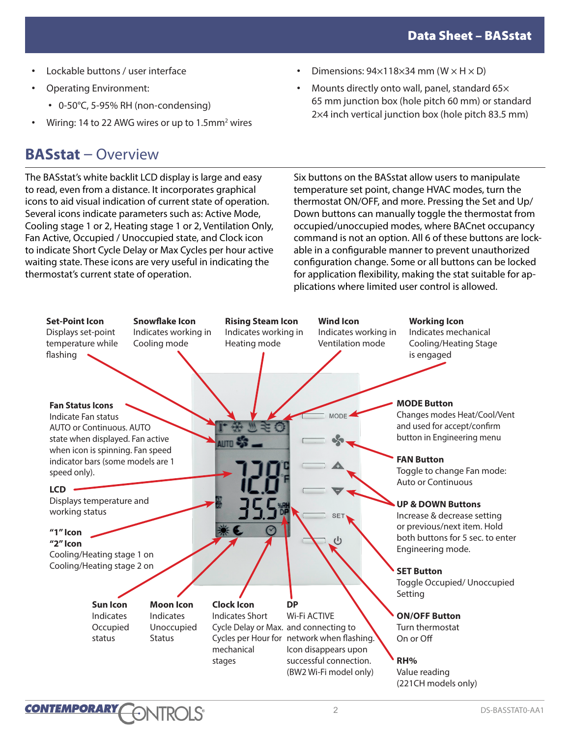- Lockable buttons / user interface
- Operating Environment:
  - 0-50°C, 5-95% RH (non-condensing)
- Wiring: 14 to 22 AWG wires or up to 1.5mm² wires
- Dimensions: 94×118×34 mm (W × H × D)
- Mounts directly onto wall, panel, standard 65×65 mm junction box (hole pitch 60 mm) or standard 2×4 inch vertical junction box (hole pitch 83.5 mm)

## BASstat – Overview

The BASstat's white backlit LCD display is large and easy to read, even from a distance. It incorporates graphical icons to aid visual indication of current state of operation. Several icons indicate parameters such as: Active Mode, Cooling stage 1 or 2, Heating stage 1 or 2, Ventilation Only, Fan Active, Occupied / Unoccupied state, and Clock icon to indicate Short Cycle Delay or Max Cycles per hour active waiting state. These icons are very useful in indicating the thermostat's current state of operation.

Six buttons on the BASstat allow users to manipulate temperature set point, change HVAC modes, turn the thermostat ON/OFF, and more. Pressing the Set and Up/Down buttons can manually toggle the thermostat from occupied/unoccupied modes, where BACnet occupancy command is not an option. All 6 of these buttons are lockable in a configurable manner to prevent unauthorized configuration change. Some or all buttons can be locked for application flexibility, making the stat suitable for applications where limited user control is allowed.

**Set-Point Icon**
Displays set-point temperature while flashing

**Snowflake Icon**
Indicates working in Cooling mode

**Rising Steam Icon**
Indicates working in Heating mode

**Wind Icon**
Indicates working in Ventilation mode

**Working Icon**
Indicates mechanical Cooling/Heating Stage is engaged

**Fan Status Icons**
Indicate Fan status AUTO or Continuous. AUTO state when displayed. Fan active when icon is spinning. Fan speed indicator bars (some models are 1 speed only).

**LCD**
Displays temperature and working status

**"1" Icon**
**"2" Icon**
Cooling/Heating stage 1 on
Cooling/Heating stage 2 on

**MODE Button**
Changes modes Heat/Cool/Vent and used for accept/confirm button in Engineering menu

**FAN Button**
Toggle to change Fan mode: Auto or Continuous

**UP & DOWN Buttons**
Increase & decrease setting or previous/next item. Hold both buttons for 5 sec. to enter Engineering mode.

**SET Button**
Toggle Occupied/ Unoccupied Setting

**ON/OFF Button**
Turn thermostat On or Off

**RH%**
Value reading (221CH models only)

**Sun Icon**
Indicates Occupied status

**Moon Icon**
Indicates Unoccupied Status

**Clock Icon**
Indicates Short Cycle Delay or Max. Cycles per Hour for mechanical stages

**DP**
Wi-Fi ACTIVE and connecting to network when flashing. Icon disappears upon successful connection. (BW2 Wi-Fi model only)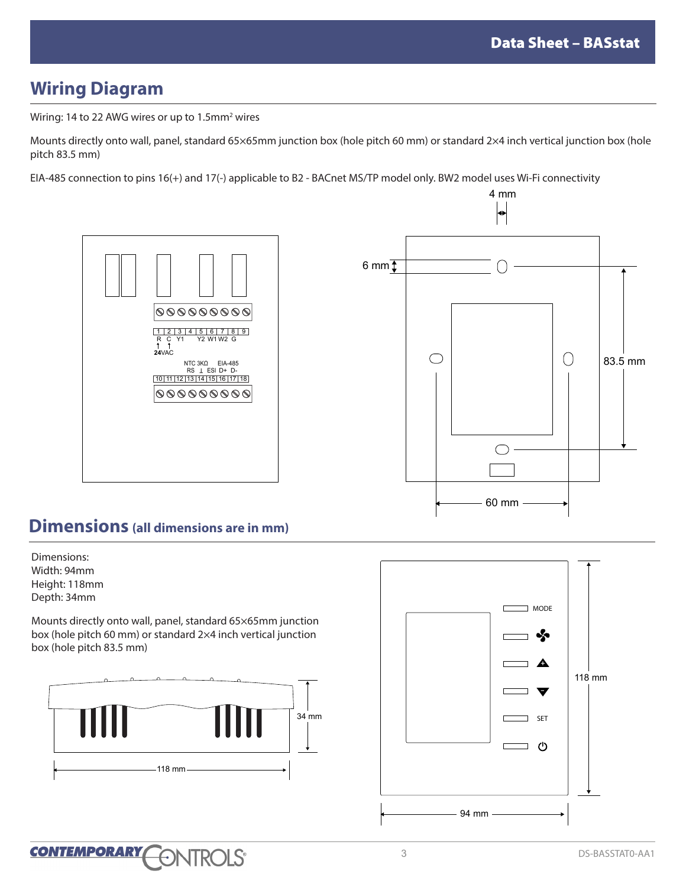## Wiring Diagram

Wiring: 14 to 22 AWG wires or up to 1.5mm² wires

Mounts directly onto wall, panel, standard 65×65mm junction box (hole pitch 60 mm) or standard 2×4 inch vertical junction box (hole pitch 83.5 mm)

EIA-485 connection to pins 16(+) and 17(-) applicable to B2 - BACnet MS/TP model only. BW2 model uses Wi-Fi connectivity

## Dimensions (all dimensions are in mm)

Dimensions:
Width: 94mm
Height: 118mm
Depth: 34mm

Mounts directly onto wall, panel, standard 65×65mm junction box (hole pitch 60 mm) or standard 2×4 inch vertical junction box (hole pitch 83.5 mm)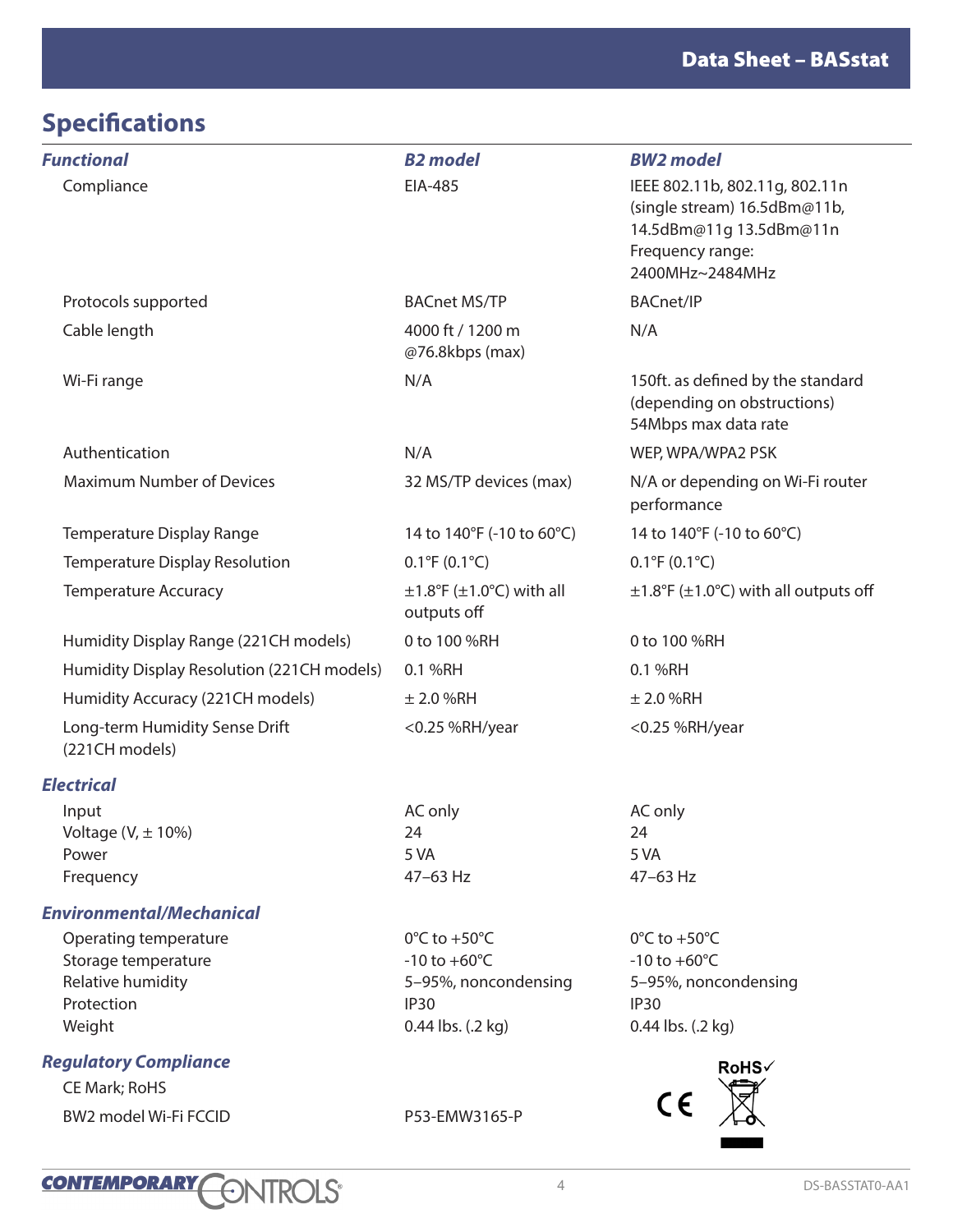## Specifications

| *Functional* | *B2 model* | *BW2 model* |
|---|---|---|
| Compliance | EIA-485 | IEEE 802.11b, 802.11g, 802.11n (single stream) 16.5dBm@11b, 14.5dBm@11g 13.5dBm@11n Frequency range: 2400MHz~2484MHz |
| Protocols supported | BACnet MS/TP | BACnet/IP |
| Cable length | 4000 ft / 1200 m @76.8kbps (max) | N/A |
| Wi-Fi range | N/A | 150ft. as defined by the standard (depending on obstructions) 54Mbps max data rate |
| Authentication | N/A | WEP, WPA/WPA2 PSK |
| Maximum Number of Devices | 32 MS/TP devices (max) | N/A or depending on Wi-Fi router performance |
| Temperature Display Range | 14 to 140°F (-10 to 60°C) | 14 to 140°F (-10 to 60°C) |
| Temperature Display Resolution | 0.1°F (0.1°C) | 0.1°F (0.1°C) |
| Temperature Accuracy | ±1.8°F (±1.0°C) with all outputs off | ±1.8°F (±1.0°C) with all outputs off |
| Humidity Display Range (221CH models) | 0 to 100 %RH | 0 to 100 %RH |
| Humidity Display Resolution (221CH models) | 0.1 %RH | 0.1 %RH |
| Humidity Accuracy (221CH models) | ± 2.0 %RH | ± 2.0 %RH |
| Long-term Humidity Sense Drift (221CH models) | <0.25 %RH/year | <0.25 %RH/year |
| ***Electrical*** | | |
| Input | AC only | AC only |
| Voltage (V, ± 10%) | 24 | 24 |
| Power | 5 VA | 5 VA |
| Frequency | 47–63 Hz | 47–63 Hz |
| ***Environmental/Mechanical*** | | |
| Operating temperature | 0°C to +50°C | 0°C to +50°C |
| Storage temperature | -10 to +60°C | -10 to +60°C |
| Relative humidity | 5–95%, noncondensing | 5–95%, noncondensing |
| Protection | IP30 | IP30 |
| Weight | 0.44 lbs. (.2 kg) | 0.44 lbs. (.2 kg) |
| ***Regulatory Compliance*** | | |
| CE Mark; RoHS | | |
| BW2 model Wi-Fi FCCID | P53-EMW3165-P | |

CE RoHS✓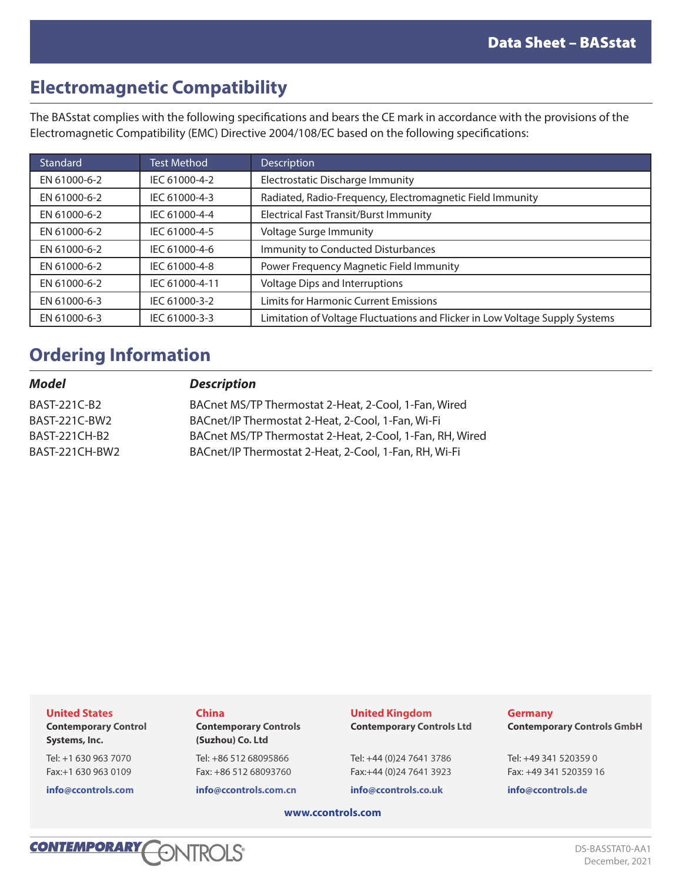## Electromagnetic Compatibility

The BASstat complies with the following specifications and bears the CE mark in accordance with the provisions of the Electromagnetic Compatibility (EMC) Directive 2004/108/EC based on the following specifications:

| Standard | Test Method | Description |
|---|---|---|
| EN 61000-6-2 | IEC 61000-4-2 | Electrostatic Discharge Immunity |
| EN 61000-6-2 | IEC 61000-4-3 | Radiated, Radio-Frequency, Electromagnetic Field Immunity |
| EN 61000-6-2 | IEC 61000-4-4 | Electrical Fast Transit/Burst Immunity |
| EN 61000-6-2 | IEC 61000-4-5 | Voltage Surge Immunity |
| EN 61000-6-2 | IEC 61000-4-6 | Immunity to Conducted Disturbances |
| EN 61000-6-2 | IEC 61000-4-8 | Power Frequency Magnetic Field Immunity |
| EN 61000-6-2 | IEC 61000-4-11 | Voltage Dips and Interruptions |
| EN 61000-6-3 | IEC 61000-3-2 | Limits for Harmonic Current Emissions |
| EN 61000-6-3 | IEC 61000-3-3 | Limitation of Voltage Fluctuations and Flicker in Low Voltage Supply Systems |

## Ordering Information

| ***Model*** | ***Description*** |
|---|---|
| BAST-221C-B2 | BACnet MS/TP Thermostat 2-Heat, 2-Cool, 1-Fan, Wired |
| BAST-221C-BW2 | BACnet/IP Thermostat 2-Heat, 2-Cool, 1-Fan, Wi-Fi |
| BAST-221CH-B2 | BACnet MS/TP Thermostat 2-Heat, 2-Cool, 1-Fan, RH, Wired |
| BAST-221CH-BW2 | BACnet/IP Thermostat 2-Heat, 2-Cool, 1-Fan, RH, Wi-Fi |

**United States**
**Contemporary Control Systems, Inc.**
Tel: +1 630 963 7070
Fax:+1 630 963 0109
**info@ccontrols.com**

**China**
**Contemporary Controls (Suzhou) Co. Ltd**
Tel: +86 512 68095866
Fax: +86 512 68093760
**info@ccontrols.com.cn**

**United Kingdom**
**Contemporary Controls Ltd**
Tel: +44 (0)24 7641 3786
Fax:+44 (0)24 7641 3923
**info@ccontrols.co.uk**

**Germany**
**Contemporary Controls GmbH**
Tel: +49 341 520359 0
Fax: +49 341 520359 16
**info@ccontrols.de**

**www.ccontrols.com**

CONTEMPORARY CONTROLS®

DS-BASSTAT0-AA1
December, 2021